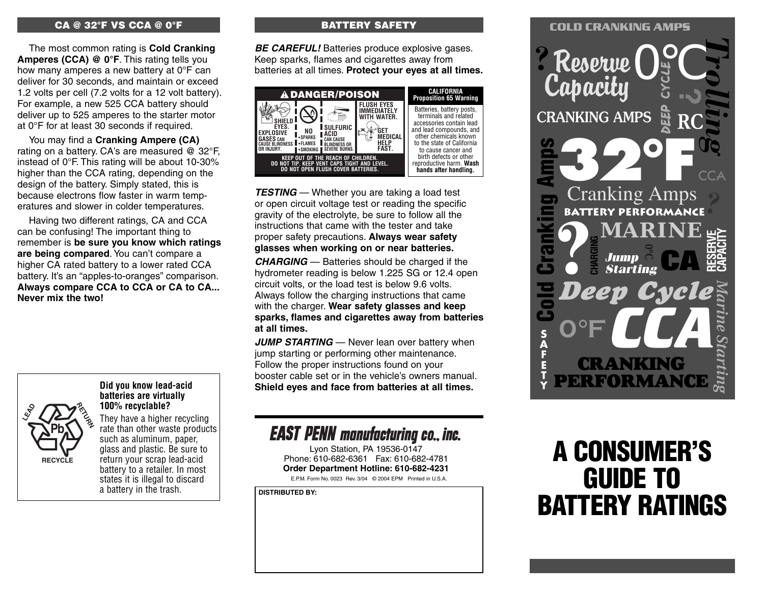## CA @ 32°F VS CCA @ 0°F

The most common rating is **Cold Cranking Amperes (CCA) @ 0°F**. This rating tells you how many amperes a new battery at 0°F can deliver for 30 seconds, and maintain or exceed 1.2 volts per cell (7.2 volts for a 12 volt battery). For example, a new 525 CCA battery should deliver up to 525 amperes to the starter motor at 0°F for at least 30 seconds if required.

You may find a **Cranking Ampere (CA)** rating on a battery. CA's are measured @ 32°F, instead of 0°F. This rating will be about 10-30% higher than the CCA rating, depending on the design of the battery. Simply stated, this is because electrons flow faster in warm temperatures and slower in colder temperatures.

Having two different ratings, CA and CCA can be confusing! The important thing to remember is **be sure you know which ratings are being compared**. You can't compare a higher CA rated battery to a lower rated CCA battery. It's an "apples-to-oranges" comparison. **Always compare CCA to CCA or CA to CA... Never mix the two!**

LEAD RETURN Pb RECYCLE

**Did you know lead-acid batteries are virtually 100% recyclable?**

They have a higher recycling rate than other waste products such as aluminum, paper, glass and plastic. Be sure to return your scrap lead-acid battery to a retailer. In most states it is illegal to discard a battery in the trash.

## BATTERY SAFETY

***BE CAREFUL!*** Batteries produce explosive gases. Keep sparks, flames and cigarettes away from batteries at all times. **Protect your eyes at all times.**

**⚠ DANGER/POISON**

SHIELD EYES. EXPLOSIVE GASES CAN CAUSE BLINDNESS OR INJURY. | NO • SPARKS • FLAMES • SMOKING | SULFURIC ACID CAN CAUSE BLINDNESS OR SEVERE BURNS. | FLUSH EYES IMMEDIATELY WITH WATER. | GET MEDICAL HELP FAST.

KEEP OUT OF THE REACH OF CHILDREN. DO NOT TIP. KEEP VENT CAPS TIGHT AND LEVEL. DO NOT OPEN FLUSH COVER BATTERIES.

**CALIFORNIA Proposition 65 Warning**

Batteries, battery posts, terminals and related accessories contain lead and lead compounds, and other chemicals known to the state of California to cause cancer and birth defects or other reproductive harm. **Wash hands after handling.**

***TESTING*** — Whether you are taking a load test or open circuit voltage test or reading the specific gravity of the electrolyte, be sure to follow all the instructions that came with the tester and take proper safety precautions. **Always wear safety glasses when working on or near batteries.**

***CHARGING*** — Batteries should be charged if the hydrometer reading is below 1.225 SG or 12.4 open circuit volts, or the load test is below 9.6 volts. Always follow the charging instructions that came with the charger. **Wear safety glasses and keep sparks, flames and cigarettes away from batteries at all times.**

***JUMP STARTING*** — Never lean over battery when jump starting or performing other maintenance. Follow the proper instructions found on your booster cable set or in the vehicle's owners manual. **Shield eyes and face from batteries at all times.**

**EAST PENN manufacturing co., inc.**

Lyon Station, PA 19536-0147
Phone: 610-682-6361 Fax: 610-682-4781
**Order Department Hotline: 610-682-4231**
E.P.M. Form No. 0023 Rev. 3/04 © 2004 EPM Printed in U.S.A.

**DISTRIBUTED BY:**

COLD CRANKING AMPS

Reserve Capacity 0°C Trolling CRANKING AMPS DEEP CYCLE RC 32°F CCA Cranking Amps BATTERY PERFORMANCE MARINE CHARGING Jump Starting 0°C CA RESERVE CAPACITY Cold Cranking Amps Deep Cycle Marine Starting 0°F CCA SAFETY CRANKING PERFORMANCE

# A CONSUMER'S GUIDE TO BATTERY RATINGS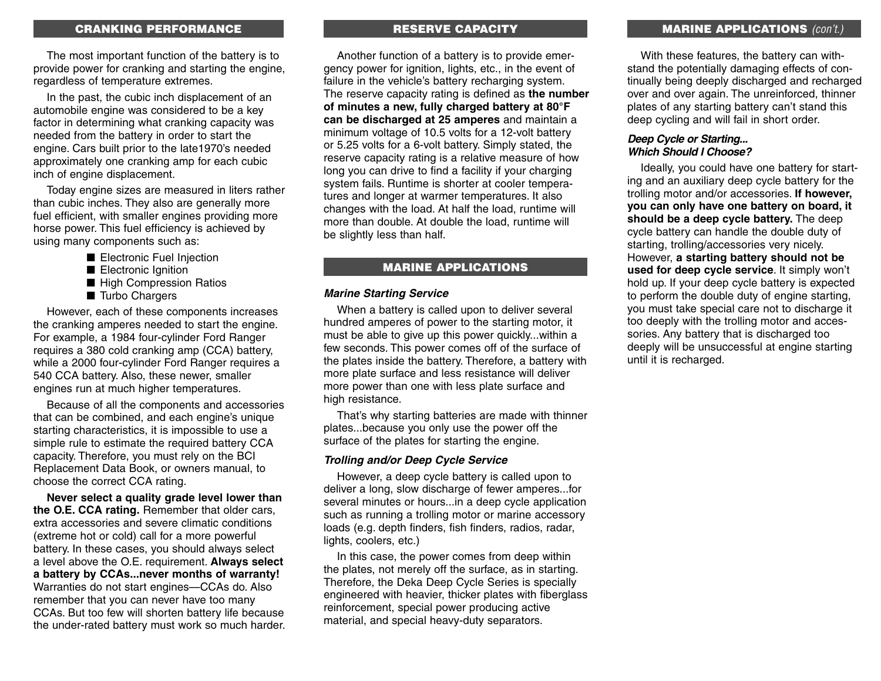## CRANKING PERFORMANCE

The most important function of the battery is to provide power for cranking and starting the engine, regardless of temperature extremes.

In the past, the cubic inch displacement of an automobile engine was considered to be a key factor in determining what cranking capacity was needed from the battery in order to start the engine. Cars built prior to the late1970's needed approximately one cranking amp for each cubic inch of engine displacement.

Today engine sizes are measured in liters rather than cubic inches. They also are generally more fuel efficient, with smaller engines providing more horse power. This fuel efficiency is achieved by using many components such as:

- Electronic Fuel Injection
- Electronic Ignition
- High Compression Ratios
- Turbo Chargers

However, each of these components increases the cranking amperes needed to start the engine. For example, a 1984 four-cylinder Ford Ranger requires a 380 cold cranking amp (CCA) battery, while a 2000 four-cylinder Ford Ranger requires a 540 CCA battery. Also, these newer, smaller engines run at much higher temperatures.

Because of all the components and accessories that can be combined, and each engine's unique starting characteristics, it is impossible to use a simple rule to estimate the required battery CCA capacity. Therefore, you must rely on the BCI Replacement Data Book, or owners manual, to choose the correct CCA rating.

**Never select a quality grade level lower than the O.E. CCA rating.** Remember that older cars, extra accessories and severe climatic conditions (extreme hot or cold) call for a more powerful battery. In these cases, you should always select a level above the O.E. requirement. **Always select a battery by CCAs...never months of warranty!** Warranties do not start engines—CCAs do. Also remember that you can never have too many CCAs. But too few will shorten battery life because the under-rated battery must work so much harder.

## RESERVE CAPACITY

Another function of a battery is to provide emergency power for ignition, lights, etc., in the event of failure in the vehicle's battery recharging system. The reserve capacity rating is defined as **the number of minutes a new, fully charged battery at 80°F can be discharged at 25 amperes** and maintain a minimum voltage of 10.5 volts for a 12-volt battery or 5.25 volts for a 6-volt battery. Simply stated, the reserve capacity rating is a relative measure of how long you can drive to find a facility if your charging system fails. Runtime is shorter at cooler temperatures and longer at warmer temperatures. It also changes with the load. At half the load, runtime will more than double. At double the load, runtime will be slightly less than half.

## MARINE APPLICATIONS

### *Marine Starting Service*

When a battery is called upon to deliver several hundred amperes of power to the starting motor, it must be able to give up this power quickly...within a few seconds. This power comes off of the surface of the plates inside the battery. Therefore, a battery with more plate surface and less resistance will deliver more power than one with less plate surface and high resistance.

That's why starting batteries are made with thinner plates...because you only use the power off the surface of the plates for starting the engine.

### *Trolling and/or Deep Cycle Service*

However, a deep cycle battery is called upon to deliver a long, slow discharge of fewer amperes...for several minutes or hours...in a deep cycle application such as running a trolling motor or marine accessory loads (e.g. depth finders, fish finders, radios, radar, lights, coolers, etc.)

In this case, the power comes from deep within the plates, not merely off the surface, as in starting. Therefore, the Deka Deep Cycle Series is specially engineered with heavier, thicker plates with fiberglass reinforcement, special power producing active material, and special heavy-duty separators.

## MARINE APPLICATIONS *(con't.)*

With these features, the battery can withstand the potentially damaging effects of continually being deeply discharged and recharged over and over again. The unreinforced, thinner plates of any starting battery can't stand this deep cycling and will fail in short order.

### *Deep Cycle or Starting... Which Should I Choose?*

Ideally, you could have one battery for starting and an auxiliary deep cycle battery for the trolling motor and/or accessories. **If however, you can only have one battery on board, it should be a deep cycle battery.** The deep cycle battery can handle the double duty of starting, trolling/accessories very nicely. However, **a starting battery should not be used for deep cycle service**. It simply won't hold up. If your deep cycle battery is expected to perform the double duty of engine starting, you must take special care not to discharge it too deeply with the trolling motor and accessories. Any battery that is discharged too deeply will be unsuccessful at engine starting until it is recharged.